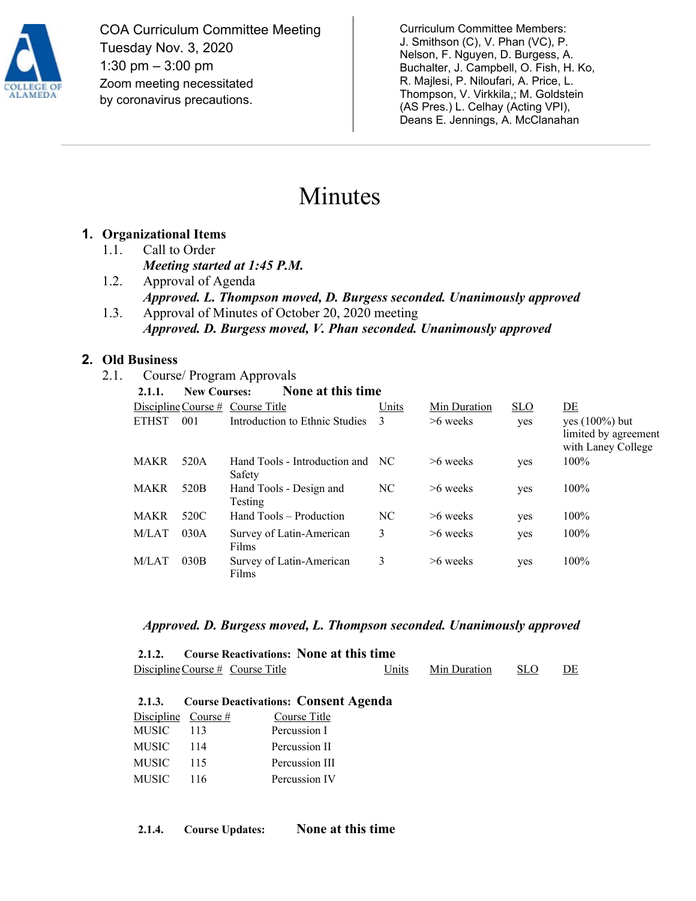COA Curriculum Committee Meeting
Tuesday Nov. 3, 2020
1:30 pm – 3:00 pm
Zoom meeting necessitated by coronavirus precautions.

Curriculum Committee Members: J. Smithson (C), V. Phan (VC), P. Nelson, F. Nguyen, D. Burgess, A. Buchalter, J. Campbell, O. Fish, H. Ko, R. Majlesi, P. Niloufari, A. Price, L. Thompson, V. Virkkila,; M. Goldstein (AS Pres.) L. Celhay (Acting VPI), Deans E. Jennings, A. McClanahan

# Minutes

## 1. Organizational Items

1.1. Call to Order
***Meeting started at 1:45 P.M.***

1.2. Approval of Agenda
***Approved. L. Thompson moved, D. Burgess seconded. Unanimously approved***

1.3. Approval of Minutes of October 20, 2020 meeting
***Approved. D. Burgess moved, V. Phan seconded. Unanimously approved***

## 2. Old Business

2.1. Course/ Program Approvals

**2.1.1. New Courses:** **None at this time**

| Discipline | Course # | Course Title | Units | Min Duration | SLO | DE |
|---|---|---|---|---|---|---|
| ETHST | 001 | Introduction to Ethnic Studies | 3 | >6 weeks | yes | yes (100%) but limited by agreement with Laney College |
| MAKR | 520A | Hand Tools - Introduction and Safety | NC | >6 weeks | yes | 100% |
| MAKR | 520B | Hand Tools - Design and Testing | NC | >6 weeks | yes | 100% |
| MAKR | 520C | Hand Tools – Production | NC | >6 weeks | yes | 100% |
| M/LAT | 030A | Survey of Latin-American Films | 3 | >6 weeks | yes | 100% |
| M/LAT | 030B | Survey of Latin-American Films | 3 | >6 weeks | yes | 100% |

***Approved. D. Burgess moved, L. Thompson seconded. Unanimously approved***

**2.1.2. Course Reactivations:** **None at this time**

| Discipline | Course # | Course Title | Units | Min Duration | SLO | DE |
|---|---|---|---|---|---|---|

**2.1.3. Course Deactivations:** **Consent Agenda**

| Discipline | Course # | Course Title |
|---|---|---|
| MUSIC | 113 | Percussion I |
| MUSIC | 114 | Percussion II |
| MUSIC | 115 | Percussion III |
| MUSIC | 116 | Percussion IV |

**2.1.4. Course Updates:** **None at this time**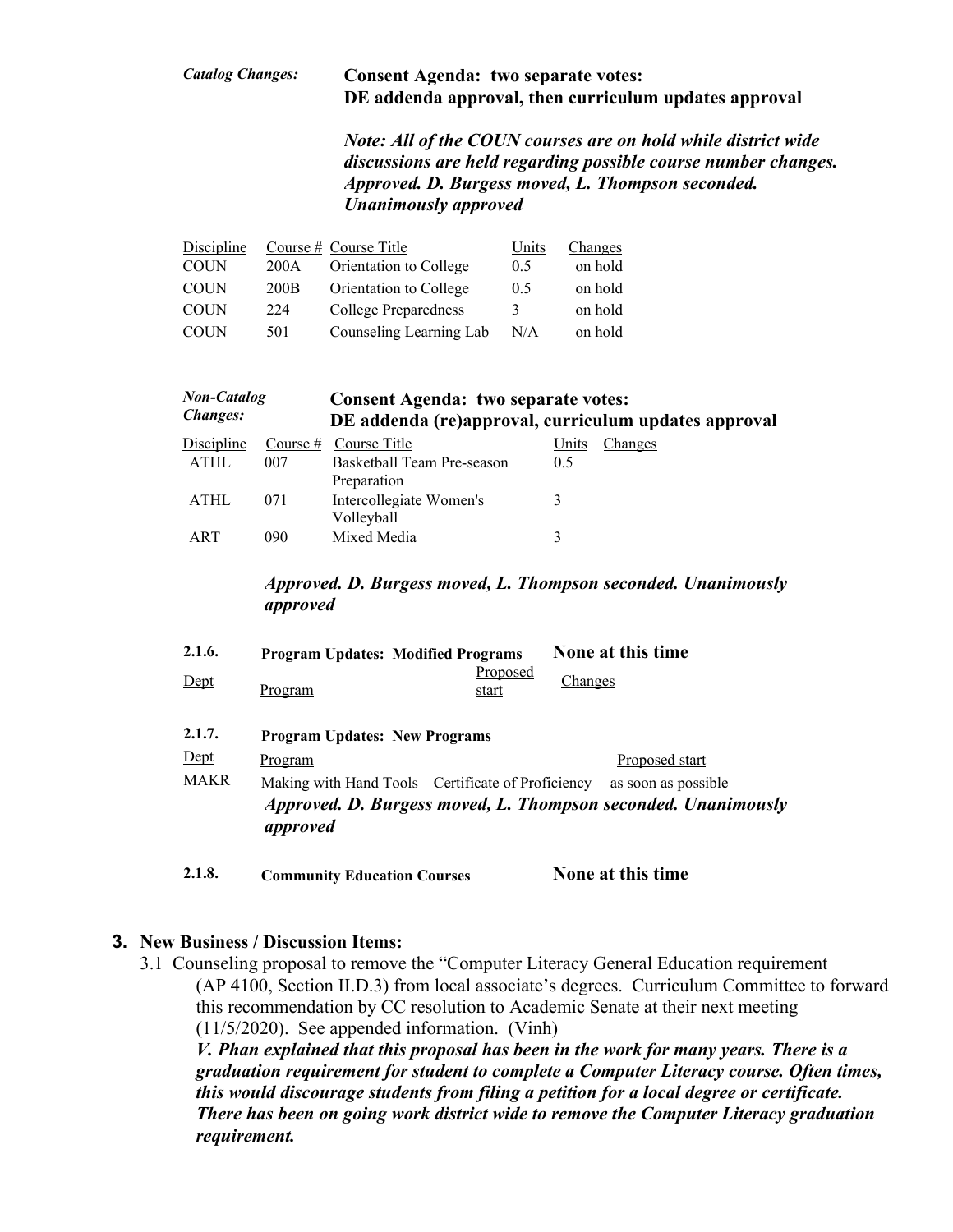*Catalog Changes:* **Consent Agenda: two separate votes: DE addenda approval, then curriculum updates approval**

***Note: All of the COUN courses are on hold while district wide discussions are held regarding possible course number changes. Approved. D. Burgess moved, L. Thompson seconded. Unanimously approved***

| Discipline | Course # | Course Title | Units | Changes |
|---|---|---|---|---|
| COUN | 200A | Orientation to College | 0.5 | on hold |
| COUN | 200B | Orientation to College | 0.5 | on hold |
| COUN | 224 | College Preparedness | 3 | on hold |
| COUN | 501 | Counseling Learning Lab | N/A | on hold |

*Non-Catalog Changes:* **Consent Agenda: two separate votes: DE addenda (re)approval, curriculum updates approval**

| Discipline | Course # | Course Title | Units | Changes |
|---|---|---|---|---|
| ATHL | 007 | Basketball Team Pre-season Preparation | 0.5 | |
| ATHL | 071 | Intercollegiate Women's Volleyball | 3 | |
| ART | 090 | Mixed Media | 3 | |

***Approved. D. Burgess moved, L. Thompson seconded. Unanimously approved***

**2.1.6. Program Updates: Modified Programs** **None at this time**

| Dept | Program | Proposed start | Changes |
|---|---|---|---|

**2.1.7. Program Updates: New Programs**

| Dept | Program | Proposed start |
|---|---|---|
| MAKR | Making with Hand Tools – Certificate of Proficiency | as soon as possible |

***Approved. D. Burgess moved, L. Thompson seconded. Unanimously approved***

**2.1.8. Community Education Courses** **None at this time**

## 3. New Business / Discussion Items:

3.1 Counseling proposal to remove the "Computer Literacy General Education requirement (AP 4100, Section II.D.3) from local associate's degrees. Curriculum Committee to forward this recommendation by CC resolution to Academic Senate at their next meeting (11/5/2020). See appended information. (Vinh)

***V. Phan explained that this proposal has been in the work for many years. There is a graduation requirement for student to complete a Computer Literacy course. Often times, this would discourage students from filing a petition for a local degree or certificate. There has been on going work district wide to remove the Computer Literacy graduation requirement.***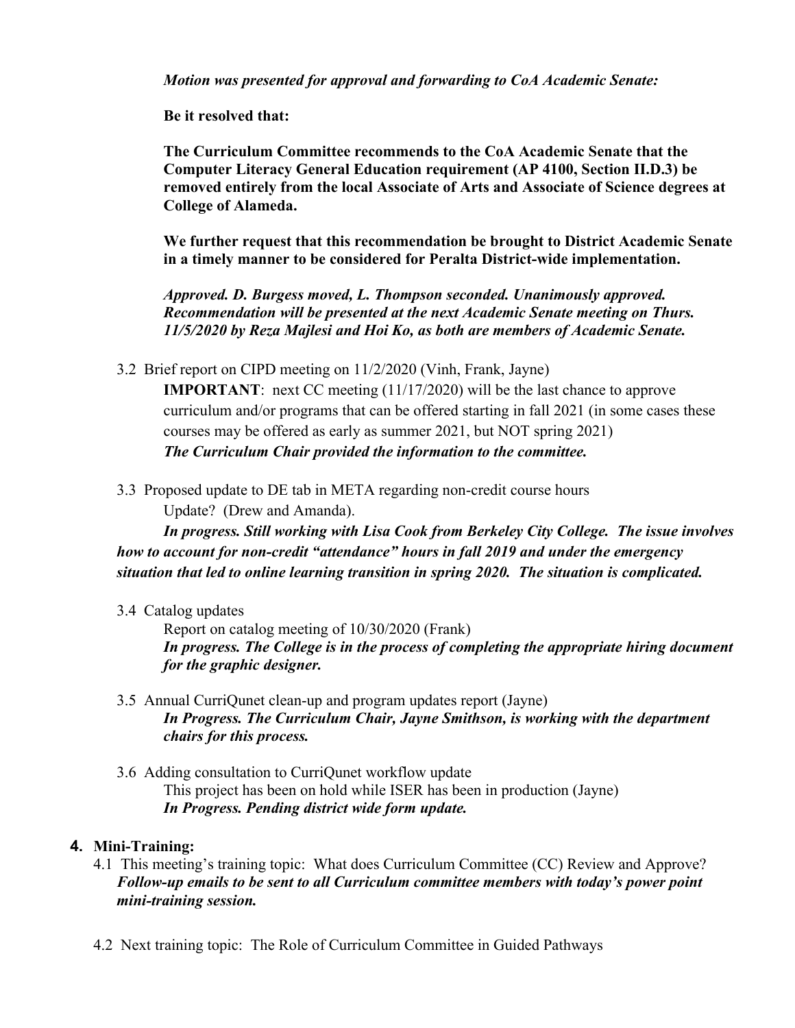*Motion was presented for approval and forwarding to CoA Academic Senate:*

**Be it resolved that:**

**The Curriculum Committee recommends to the CoA Academic Senate that the Computer Literacy General Education requirement (AP 4100, Section II.D.3) be removed entirely from the local Associate of Arts and Associate of Science degrees at College of Alameda.**

**We further request that this recommendation be brought to District Academic Senate in a timely manner to be considered for Peralta District-wide implementation.**

***Approved. D. Burgess moved, L. Thompson seconded. Unanimously approved. Recommendation will be presented at the next Academic Senate meeting on Thurs. 11/5/2020 by Reza Majlesi and Hoi Ko, as both are members of Academic Senate.***

3.2 Brief report on CIPD meeting on 11/2/2020 (Vinh, Frank, Jayne)

**IMPORTANT**: next CC meeting (11/17/2020) will be the last chance to approve curriculum and/or programs that can be offered starting in fall 2021 (in some cases these courses may be offered as early as summer 2021, but NOT spring 2021)

***The Curriculum Chair provided the information to the committee.***

3.3 Proposed update to DE tab in META regarding non-credit course hours

Update? (Drew and Amanda).

***In progress. Still working with Lisa Cook from Berkeley City College. The issue involves how to account for non-credit "attendance" hours in fall 2019 and under the emergency situation that led to online learning transition in spring 2020. The situation is complicated.***

3.4 Catalog updates

Report on catalog meeting of 10/30/2020 (Frank)

***In progress. The College is in the process of completing the appropriate hiring document for the graphic designer.***

3.5 Annual CurriQunet clean-up and program updates report (Jayne)

***In Progress. The Curriculum Chair, Jayne Smithson, is working with the department chairs for this process.***

3.6 Adding consultation to CurriQunet workflow update

This project has been on hold while ISER has been in production (Jayne)

***In Progress. Pending district wide form update.***

## 4. Mini-Training:

4.1 This meeting's training topic: What does Curriculum Committee (CC) Review and Approve?

***Follow-up emails to be sent to all Curriculum committee members with today's power point mini-training session.***

4.2 Next training topic: The Role of Curriculum Committee in Guided Pathways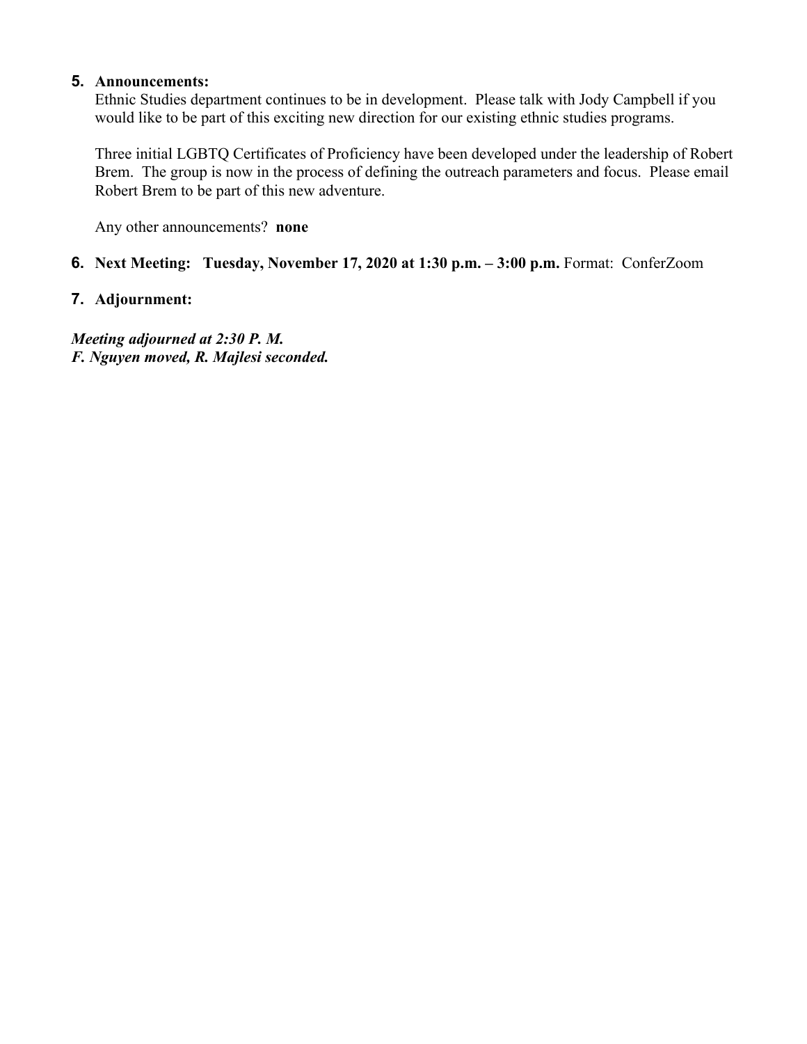5. **Announcements:**
   Ethnic Studies department continues to be in development. Please talk with Jody Campbell if you would like to be part of this exciting new direction for our existing ethnic studies programs.

   Three initial LGBTQ Certificates of Proficiency have been developed under the leadership of Robert Brem. The group is now in the process of defining the outreach parameters and focus. Please email Robert Brem to be part of this new adventure.

   Any other announcements? **none**

6. **Next Meeting: Tuesday, November 17, 2020 at 1:30 p.m. – 3:00 p.m.** Format: ConferZoom

7. **Adjournment:**

***Meeting adjourned at 2:30 P. M.***
***F. Nguyen moved, R. Majlesi seconded.***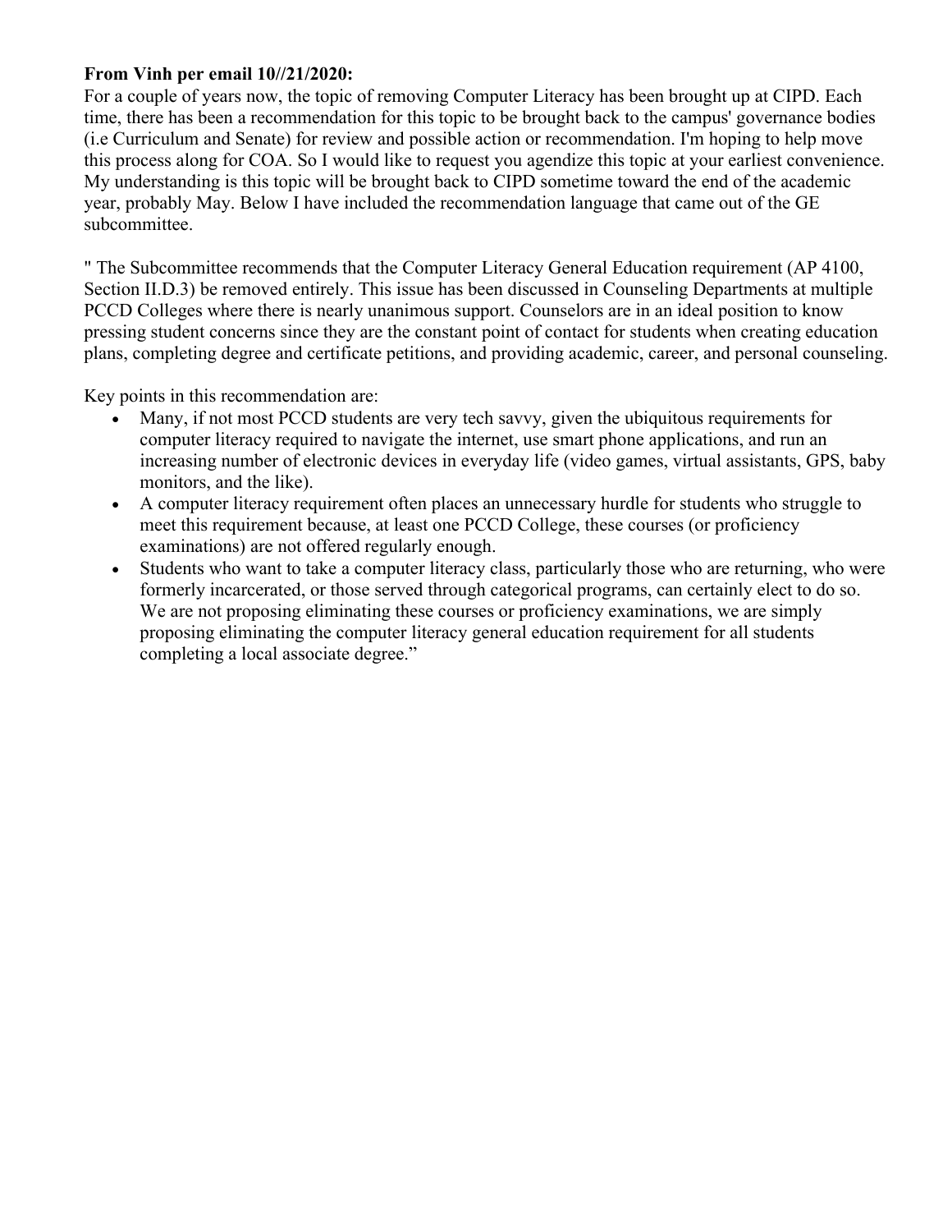**From Vinh per email 10//21/2020:**

For a couple of years now, the topic of removing Computer Literacy has been brought up at CIPD. Each time, there has been a recommendation for this topic to be brought back to the campus' governance bodies (i.e Curriculum and Senate) for review and possible action or recommendation. I'm hoping to help move this process along for COA. So I would like to request you agendize this topic at your earliest convenience. My understanding is this topic will be brought back to CIPD sometime toward the end of the academic year, probably May. Below I have included the recommendation language that came out of the GE subcommittee.

" The Subcommittee recommends that the Computer Literacy General Education requirement (AP 4100, Section II.D.3) be removed entirely. This issue has been discussed in Counseling Departments at multiple PCCD Colleges where there is nearly unanimous support. Counselors are in an ideal position to know pressing student concerns since they are the constant point of contact for students when creating education plans, completing degree and certificate petitions, and providing academic, career, and personal counseling.

Key points in this recommendation are:

- Many, if not most PCCD students are very tech savvy, given the ubiquitous requirements for computer literacy required to navigate the internet, use smart phone applications, and run an increasing number of electronic devices in everyday life (video games, virtual assistants, GPS, baby monitors, and the like).
- A computer literacy requirement often places an unnecessary hurdle for students who struggle to meet this requirement because, at least one PCCD College, these courses (or proficiency examinations) are not offered regularly enough.
- Students who want to take a computer literacy class, particularly those who are returning, who were formerly incarcerated, or those served through categorical programs, can certainly elect to do so. We are not proposing eliminating these courses or proficiency examinations, we are simply proposing eliminating the computer literacy general education requirement for all students completing a local associate degree."